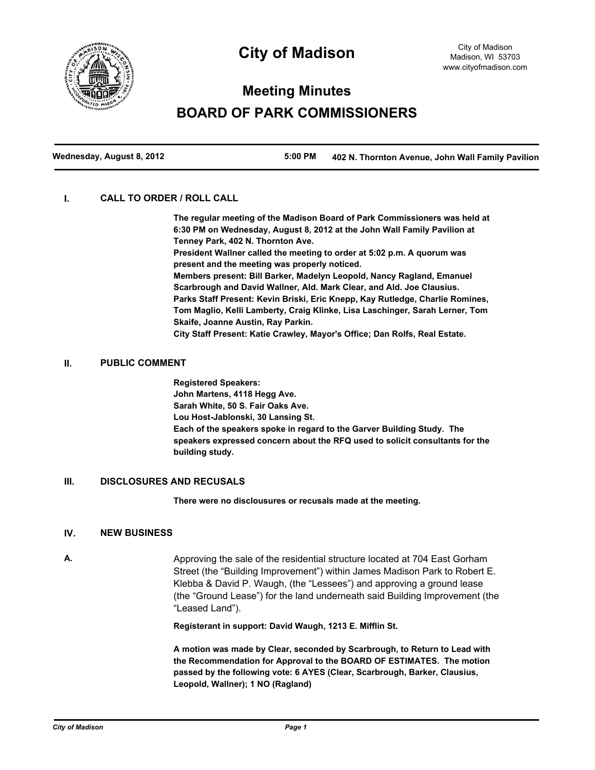# City of Madison

City of Madison
Madison, WI 53703
www.cityofmadison.com

## Meeting Minutes
## BOARD OF PARK COMMISSIONERS

**Wednesday, August 8, 2012** **5:00 PM** **402 N. Thornton Avenue, John Wall Family Pavilion**

### I. CALL TO ORDER / ROLL CALL

**The regular meeting of the Madison Board of Park Commissioners was held at 6:30 PM on Wednesday, August 8, 2012 at the John Wall Family Pavilion at Tenney Park, 402 N. Thornton Ave.**
**President Wallner called the meeting to order at 5:02 p.m. A quorum was present and the meeting was properly noticed.**
**Members present: Bill Barker, Madelyn Leopold, Nancy Ragland, Emanuel Scarbrough and David Wallner, Ald. Mark Clear, and Ald. Joe Clausius.**
**Parks Staff Present: Kevin Briski, Eric Knepp, Kay Rutledge, Charlie Romines, Tom Maglio, Kelli Lamberty, Craig Klinke, Lisa Laschinger, Sarah Lerner, Tom Skaife, Joanne Austin, Ray Parkin.**
**City Staff Present: Katie Crawley, Mayor's Office; Dan Rolfs, Real Estate.**

### II. PUBLIC COMMENT

**Registered Speakers:**
**John Martens, 4118 Hegg Ave.**
**Sarah White, 50 S. Fair Oaks Ave.**
**Lou Host-Jablonski, 30 Lansing St.**
**Each of the speakers spoke in regard to the Garver Building Study. The speakers expressed concern about the RFQ used to solicit consultants for the building study.**

### III. DISCLOSURES AND RECUSALS

**There were no disclousures or recusals made at the meeting.**

### IV. NEW BUSINESS

**A.** Approving the sale of the residential structure located at 704 East Gorham Street (the "Building Improvement") within James Madison Park to Robert E. Klebba & David P. Waugh, (the "Lessees") and approving a ground lease (the "Ground Lease") for the land underneath said Building Improvement (the "Leased Land").

**Registerant in support: David Waugh, 1213 E. Mifflin St.**

**A motion was made by Clear, seconded by Scarbrough, to Return to Lead with the Recommendation for Approval to the BOARD OF ESTIMATES. The motion passed by the following vote: 6 AYES (Clear, Scarbrough, Barker, Clausius, Leopold, Wallner); 1 NO (Ragland)**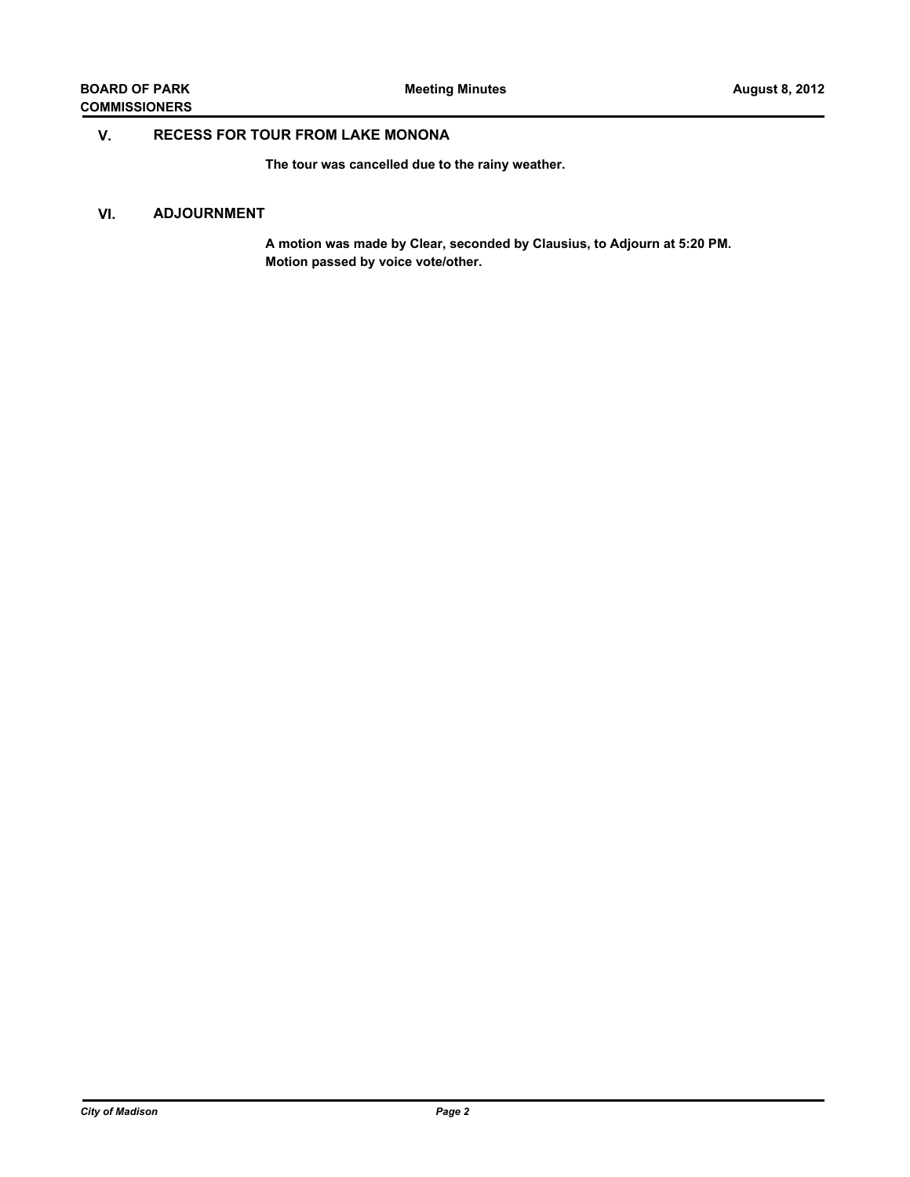## V. RECESS FOR TOUR FROM LAKE MONONA

**The tour was cancelled due to the rainy weather.**

## VI. ADJOURNMENT

**A motion was made by Clear, seconded by Clausius, to Adjourn at 5:20 PM. Motion passed by voice vote/other.**